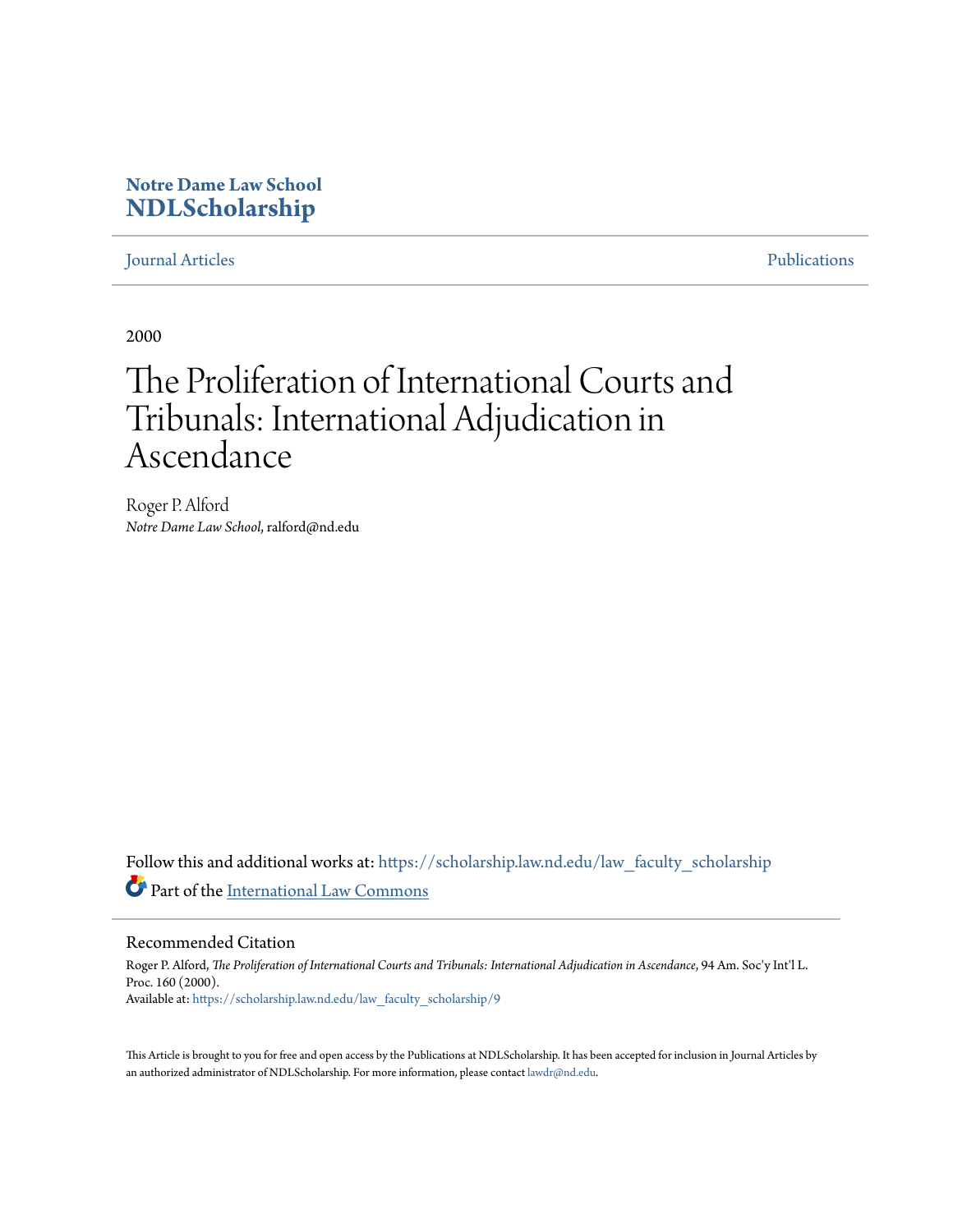**Notre Dame Law School**
**NDLScholarship**

Journal Articles | Publications

2000

# The Proliferation of International Courts and Tribunals: International Adjudication in Ascendance

Roger P. Alford
*Notre Dame Law School*, ralford@nd.edu

Follow this and additional works at: https://scholarship.law.nd.edu/law_faculty_scholarship

Part of the International Law Commons

## Recommended Citation

Roger P. Alford, *The Proliferation of International Courts and Tribunals: International Adjudication in Ascendance*, 94 Am. Soc'y Int'l L. Proc. 160 (2000).
Available at: https://scholarship.law.nd.edu/law_faculty_scholarship/9

This Article is brought to you for free and open access by the Publications at NDLScholarship. It has been accepted for inclusion in Journal Articles by an authorized administrator of NDLScholarship. For more information, please contact lawdr@nd.edu.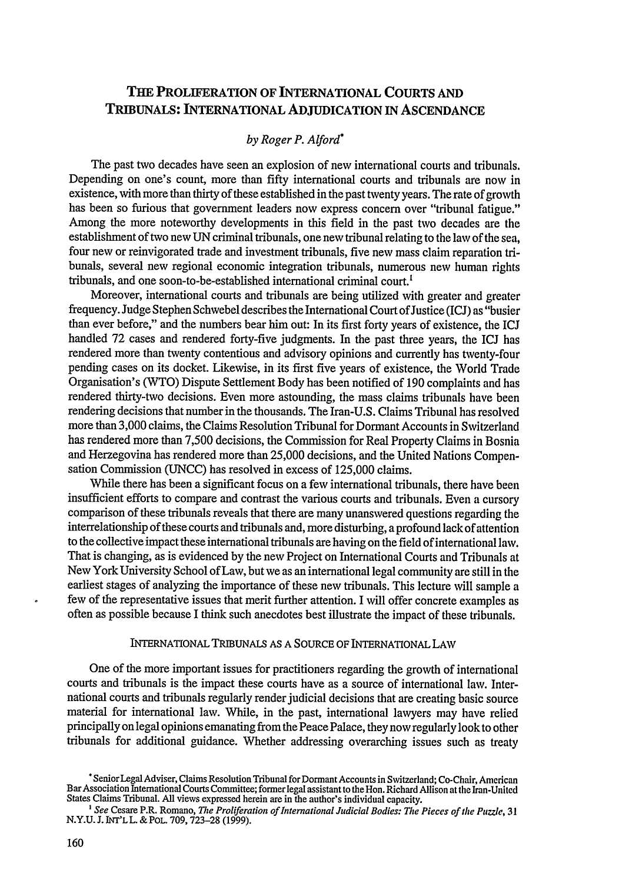# The Proliferation of International Courts and Tribunals: International Adjudication in Ascendance

*by Roger P. Alford*[*]

The past two decades have seen an explosion of new international courts and tribunals. Depending on one's count, more than fifty international courts and tribunals are now in existence, with more than thirty of these established in the past twenty years. The rate of growth has been so furious that government leaders now express concern over "tribunal fatigue." Among the more noteworthy developments in this field in the past two decades are the establishment of two new UN criminal tribunals, one new tribunal relating to the law of the sea, four new or reinvigorated trade and investment tribunals, five new mass claim reparation tribunals, several new regional economic integration tribunals, numerous new human rights tribunals, and one soon-to-be-established international criminal court.[1]

Moreover, international courts and tribunals are being utilized with greater and greater frequency. Judge Stephen Schwebel describes the International Court of Justice (ICJ) as "busier than ever before," and the numbers bear him out: In its first forty years of existence, the ICJ handled 72 cases and rendered forty-five judgments. In the past three years, the ICJ has rendered more than twenty contentious and advisory opinions and currently has twenty-four pending cases on its docket. Likewise, in its first five years of existence, the World Trade Organisation's (WTO) Dispute Settlement Body has been notified of 190 complaints and has rendered thirty-two decisions. Even more astounding, the mass claims tribunals have been rendering decisions that number in the thousands. The Iran-U.S. Claims Tribunal has resolved more than 3,000 claims, the Claims Resolution Tribunal for Dormant Accounts in Switzerland has rendered more than 7,500 decisions, the Commission for Real Property Claims in Bosnia and Herzegovina has rendered more than 25,000 decisions, and the United Nations Compensation Commission (UNCC) has resolved in excess of 125,000 claims.

While there has been a significant focus on a few international tribunals, there have been insufficient efforts to compare and contrast the various courts and tribunals. Even a cursory comparison of these tribunals reveals that there are many unanswered questions regarding the interrelationship of these courts and tribunals and, more disturbing, a profound lack of attention to the collective impact these international tribunals are having on the field of international law. That is changing, as is evidenced by the new Project on International Courts and Tribunals at New York University School of Law, but we as an international legal community are still in the earliest stages of analyzing the importance of these new tribunals. This lecture will sample a few of the representative issues that merit further attention. I will offer concrete examples as often as possible because I think such anecdotes best illustrate the impact of these tribunals.

## International Tribunals as a Source of International Law

One of the more important issues for practitioners regarding the growth of international courts and tribunals is the impact these courts have as a source of international law. International courts and tribunals regularly render judicial decisions that are creating basic source material for international law. While, in the past, international lawyers may have relied principally on legal opinions emanating from the Peace Palace, they now regularly look to other tribunals for additional guidance. Whether addressing overarching issues such as treaty

---

[*] Senior Legal Adviser, Claims Resolution Tribunal for Dormant Accounts in Switzerland; Co-Chair, American Bar Association International Courts Committee; former legal assistant to the Hon. Richard Allison at the Iran-United States Claims Tribunal. All views expressed herein are in the author's individual capacity.

[1] *See* Cesare P.R. Romano, *The Proliferation of International Judicial Bodies: The Pieces of the Puzzle*, 31 N.Y.U. J. INT'L L. & POL. 709, 723–28 (1999).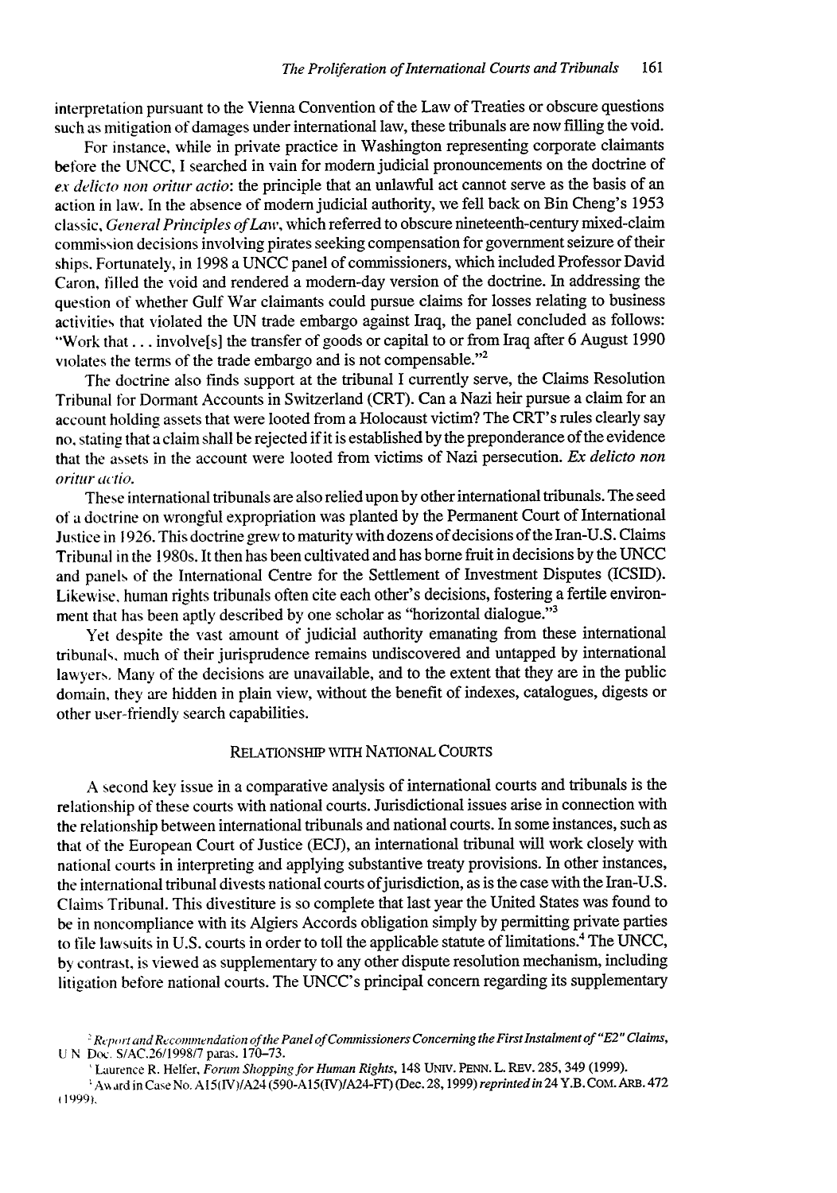interpretation pursuant to the Vienna Convention of the Law of Treaties or obscure questions such as mitigation of damages under international law, these tribunals are now filling the void.

For instance, while in private practice in Washington representing corporate claimants before the UNCC, I searched in vain for modern judicial pronouncements on the doctrine of *ex delicto non oritur actio*: the principle that an unlawful act cannot serve as the basis of an action in law. In the absence of modern judicial authority, we fell back on Bin Cheng's 1953 classic, *General Principles of Law*, which referred to obscure nineteenth-century mixed-claim commission decisions involving pirates seeking compensation for government seizure of their ships. Fortunately, in 1998 a UNCC panel of commissioners, which included Professor David Caron, filled the void and rendered a modern-day version of the doctrine. In addressing the question of whether Gulf War claimants could pursue claims for losses relating to business activities that violated the UN trade embargo against Iraq, the panel concluded as follows: "Work that . . . involve[s] the transfer of goods or capital to or from Iraq after 6 August 1990 violates the terms of the trade embargo and is not compensable."[2]

The doctrine also finds support at the tribunal I currently serve, the Claims Resolution Tribunal for Dormant Accounts in Switzerland (CRT). Can a Nazi heir pursue a claim for an account holding assets that were looted from a Holocaust victim? The CRT's rules clearly say no, stating that a claim shall be rejected if it is established by the preponderance of the evidence that the assets in the account were looted from victims of Nazi persecution. *Ex delicto non oritur actio.*

These international tribunals are also relied upon by other international tribunals. The seed of a doctrine on wrongful expropriation was planted by the Permanent Court of International Justice in 1926. This doctrine grew to maturity with dozens of decisions of the Iran-U.S. Claims Tribunal in the 1980s. It then has been cultivated and has borne fruit in decisions by the UNCC and panels of the International Centre for the Settlement of Investment Disputes (ICSID). Likewise, human rights tribunals often cite each other's decisions, fostering a fertile environment that has been aptly described by one scholar as "horizontal dialogue."[3]

Yet despite the vast amount of judicial authority emanating from these international tribunals, much of their jurisprudence remains undiscovered and untapped by international lawyers. Many of the decisions are unavailable, and to the extent that they are in the public domain, they are hidden in plain view, without the benefit of indexes, catalogues, digests or other user-friendly search capabilities.

## Relationship with National Courts

A second key issue in a comparative analysis of international courts and tribunals is the relationship of these courts with national courts. Jurisdictional issues arise in connection with the relationship between international tribunals and national courts. In some instances, such as that of the European Court of Justice (ECJ), an international tribunal will work closely with national courts in interpreting and applying substantive treaty provisions. In other instances, the international tribunal divests national courts of jurisdiction, as is the case with the Iran-U.S. Claims Tribunal. This divestiture is so complete that last year the United States was found to be in noncompliance with its Algiers Accords obligation simply by permitting private parties to file lawsuits in U.S. courts in order to toll the applicable statute of limitations.[4] The UNCC, by contrast, is viewed as supplementary to any other dispute resolution mechanism, including litigation before national courts. The UNCC's principal concern regarding its supplementary

---

[2] *Report and Recommendation of the Panel of Commissioners Concerning the First Instalment of "E2" Claims*, U.N. Doc. S/AC.26/1998/7 paras. 170–73.

[3] Laurence R. Helfer, *Forum Shopping for Human Rights*, 148 Univ. Penn. L. Rev. 285, 349 (1999).

[4] Award in Case No. A15(IV)/A24 (590-A15(IV)/A24-FT) (Dec. 28, 1999) *reprinted in* 24 Y.B. Com. Arb. 472 (1999).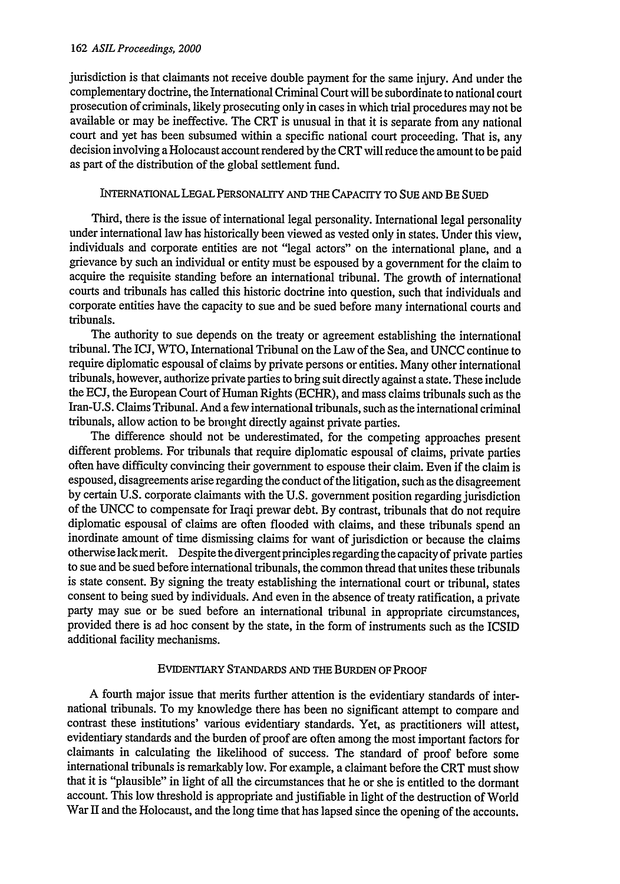jurisdiction is that claimants not receive double payment for the same injury. And under the complementary doctrine, the International Criminal Court will be subordinate to national court prosecution of criminals, likely prosecuting only in cases in which trial procedures may not be available or may be ineffective. The CRT is unusual in that it is separate from any national court and yet has been subsumed within a specific national court proceeding. That is, any decision involving a Holocaust account rendered by the CRT will reduce the amount to be paid as part of the distribution of the global settlement fund.

### International Legal Personality and the Capacity to Sue and Be Sued

Third, there is the issue of international legal personality. International legal personality under international law has historically been viewed as vested only in states. Under this view, individuals and corporate entities are not "legal actors" on the international plane, and a grievance by such an individual or entity must be espoused by a government for the claim to acquire the requisite standing before an international tribunal. The growth of international courts and tribunals has called this historic doctrine into question, such that individuals and corporate entities have the capacity to sue and be sued before many international courts and tribunals.

The authority to sue depends on the treaty or agreement establishing the international tribunal. The ICJ, WTO, International Tribunal on the Law of the Sea, and UNCC continue to require diplomatic espousal of claims by private persons or entities. Many other international tribunals, however, authorize private parties to bring suit directly against a state. These include the ECJ, the European Court of Human Rights (ECHR), and mass claims tribunals such as the Iran-U.S. Claims Tribunal. And a few international tribunals, such as the international criminal tribunals, allow action to be brought directly against private parties.

The difference should not be underestimated, for the competing approaches present different problems. For tribunals that require diplomatic espousal of claims, private parties often have difficulty convincing their government to espouse their claim. Even if the claim is espoused, disagreements arise regarding the conduct of the litigation, such as the disagreement by certain U.S. corporate claimants with the U.S. government position regarding jurisdiction of the UNCC to compensate for Iraqi prewar debt. By contrast, tribunals that do not require diplomatic espousal of claims are often flooded with claims, and these tribunals spend an inordinate amount of time dismissing claims for want of jurisdiction or because the claims otherwise lack merit. Despite the divergent principles regarding the capacity of private parties to sue and be sued before international tribunals, the common thread that unites these tribunals is state consent. By signing the treaty establishing the international court or tribunal, states consent to being sued by individuals. And even in the absence of treaty ratification, a private party may sue or be sued before an international tribunal in appropriate circumstances, provided there is ad hoc consent by the state, in the form of instruments such as the ICSID additional facility mechanisms.

### Evidentiary Standards and the Burden of Proof

A fourth major issue that merits further attention is the evidentiary standards of international tribunals. To my knowledge there has been no significant attempt to compare and contrast these institutions' various evidentiary standards. Yet, as practitioners will attest, evidentiary standards and the burden of proof are often among the most important factors for claimants in calculating the likelihood of success. The standard of proof before some international tribunals is remarkably low. For example, a claimant before the CRT must show that it is "plausible" in light of all the circumstances that he or she is entitled to the dormant account. This low threshold is appropriate and justifiable in light of the destruction of World War II and the Holocaust, and the long time that has lapsed since the opening of the accounts.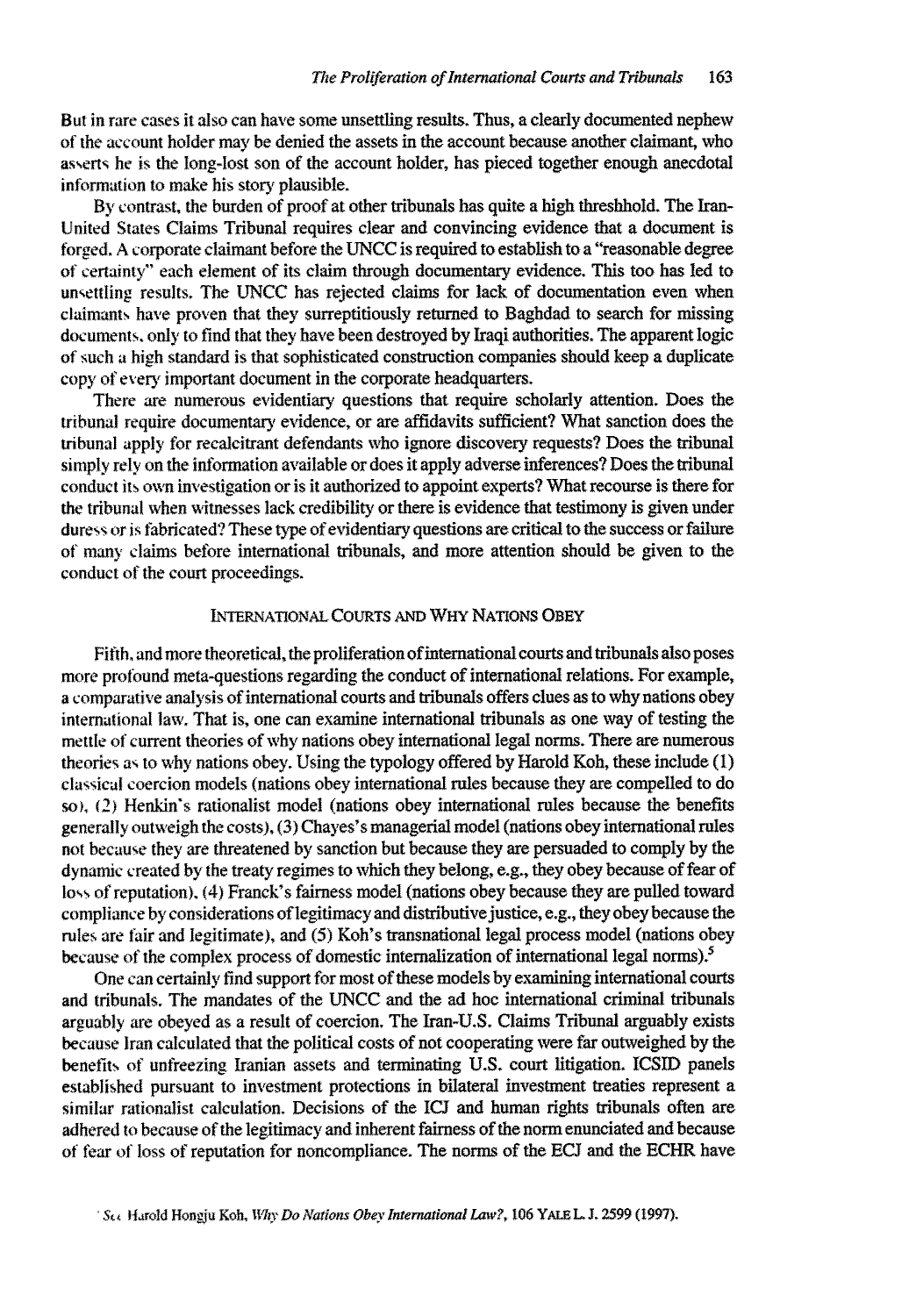But in rare cases it also can have some unsettling results. Thus, a clearly documented nephew of the account holder may be denied the assets in the account because another claimant, who asserts he is the long-lost son of the account holder, has pieced together enough anecdotal information to make his story plausible.

By contrast, the burden of proof at other tribunals has quite a high threshhold. The Iran-United States Claims Tribunal requires clear and convincing evidence that a document is forged. A corporate claimant before the UNCC is required to establish to a "reasonable degree of certainty" each element of its claim through documentary evidence. This too has led to unsettling results. The UNCC has rejected claims for lack of documentation even when claimants have proven that they surreptitiously returned to Baghdad to search for missing documents, only to find that they have been destroyed by Iraqi authorities. The apparent logic of such a high standard is that sophisticated construction companies should keep a duplicate copy of every important document in the corporate headquarters.

There are numerous evidentiary questions that require scholarly attention. Does the tribunal require documentary evidence, or are affidavits sufficient? What sanction does the tribunal apply for recalcitrant defendants who ignore discovery requests? Does the tribunal simply rely on the information available or does it apply adverse inferences? Does the tribunal conduct its own investigation or is it authorized to appoint experts? What recourse is there for the tribunal when witnesses lack credibility or there is evidence that testimony is given under duress or is fabricated? These type of evidentiary questions are critical to the success or failure of many claims before international tribunals, and more attention should be given to the conduct of the court proceedings.

## International Courts and Why Nations Obey

Fifth, and more theoretical, the proliferation of international courts and tribunals also poses more profound meta-questions regarding the conduct of international relations. For example, a comparative analysis of international courts and tribunals offers clues as to why nations obey international law. That is, one can examine international tribunals as one way of testing the mettle of current theories of why nations obey international legal norms. There are numerous theories as to why nations obey. Using the typology offered by Harold Koh, these include (1) classical coercion models (nations obey international rules because they are compelled to do so), (2) Henkin's rationalist model (nations obey international rules because the benefits generally outweigh the costs), (3) Chayes's managerial model (nations obey international rules not because they are threatened by sanction but because they are persuaded to comply by the dynamic created by the treaty regimes to which they belong, e.g., they obey because of fear of loss of reputation), (4) Franck's fairness model (nations obey because they are pulled toward compliance by considerations of legitimacy and distributive justice, e.g., they obey because the rules are fair and legitimate), and (5) Koh's transnational legal process model (nations obey because of the complex process of domestic internalization of international legal norms).[5]

One can certainly find support for most of these models by examining international courts and tribunals. The mandates of the UNCC and the ad hoc international criminal tribunals arguably are obeyed as a result of coercion. The Iran-U.S. Claims Tribunal arguably exists because Iran calculated that the political costs of not cooperating were far outweighed by the benefits of unfreezing Iranian assets and terminating U.S. court litigation. ICSID panels established pursuant to investment protections in bilateral investment treaties represent a similar rationalist calculation. Decisions of the ICJ and human rights tribunals often are adhered to because of the legitimacy and inherent fairness of the norm enunciated and because of fear of loss of reputation for noncompliance. The norms of the ECJ and the ECHR have

[5] *See* Harold Hongju Koh, *Why Do Nations Obey International Law?*, 106 YALE L. J. 2599 (1997).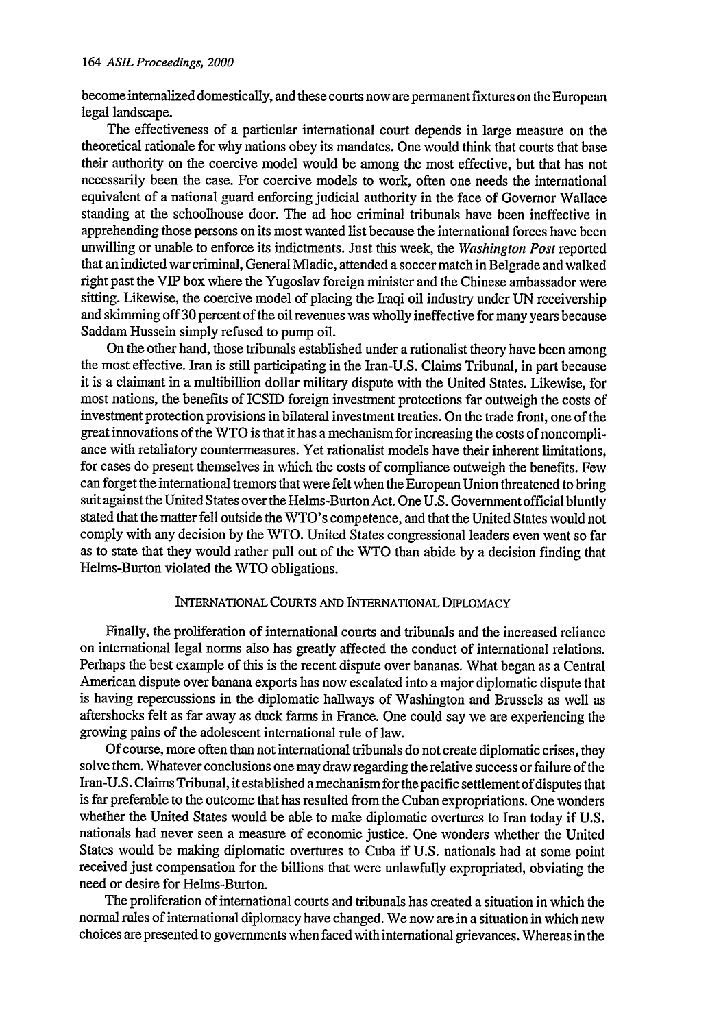become internalized domestically, and these courts now are permanent fixtures on the European legal landscape.

The effectiveness of a particular international court depends in large measure on the theoretical rationale for why nations obey its mandates. One would think that courts that base their authority on the coercive model would be among the most effective, but that has not necessarily been the case. For coercive models to work, often one needs the international equivalent of a national guard enforcing judicial authority in the face of Governor Wallace standing at the schoolhouse door. The ad hoc criminal tribunals have been ineffective in apprehending those persons on its most wanted list because the international forces have been unwilling or unable to enforce its indictments. Just this week, the *Washington Post* reported that an indicted war criminal, General Mladic, attended a soccer match in Belgrade and walked right past the VIP box where the Yugoslav foreign minister and the Chinese ambassador were sitting. Likewise, the coercive model of placing the Iraqi oil industry under UN receivership and skimming off 30 percent of the oil revenues was wholly ineffective for many years because Saddam Hussein simply refused to pump oil.

On the other hand, those tribunals established under a rationalist theory have been among the most effective. Iran is still participating in the Iran-U.S. Claims Tribunal, in part because it is a claimant in a multibillion dollar military dispute with the United States. Likewise, for most nations, the benefits of ICSID foreign investment protections far outweigh the costs of investment protection provisions in bilateral investment treaties. On the trade front, one of the great innovations of the WTO is that it has a mechanism for increasing the costs of noncompliance with retaliatory countermeasures. Yet rationalist models have their inherent limitations, for cases do present themselves in which the costs of compliance outweigh the benefits. Few can forget the international tremors that were felt when the European Union threatened to bring suit against the United States over the Helms-Burton Act. One U.S. Government official bluntly stated that the matter fell outside the WTO's competence, and that the United States would not comply with any decision by the WTO. United States congressional leaders even went so far as to state that they would rather pull out of the WTO than abide by a decision finding that Helms-Burton violated the WTO obligations.

## International Courts and International Diplomacy

Finally, the proliferation of international courts and tribunals and the increased reliance on international legal norms also has greatly affected the conduct of international relations. Perhaps the best example of this is the recent dispute over bananas. What began as a Central American dispute over banana exports has now escalated into a major diplomatic dispute that is having repercussions in the diplomatic hallways of Washington and Brussels as well as aftershocks felt as far away as duck farms in France. One could say we are experiencing the growing pains of the adolescent international rule of law.

Of course, more often than not international tribunals do not create diplomatic crises, they solve them. Whatever conclusions one may draw regarding the relative success or failure of the Iran-U.S. Claims Tribunal, it established a mechanism for the pacific settlement of disputes that is far preferable to the outcome that has resulted from the Cuban expropriations. One wonders whether the United States would be able to make diplomatic overtures to Iran today if U.S. nationals had never seen a measure of economic justice. One wonders whether the United States would be making diplomatic overtures to Cuba if U.S. nationals had at some point received just compensation for the billions that were unlawfully expropriated, obviating the need or desire for Helms-Burton.

The proliferation of international courts and tribunals has created a situation in which the normal rules of international diplomacy have changed. We now are in a situation in which new choices are presented to governments when faced with international grievances. Whereas in the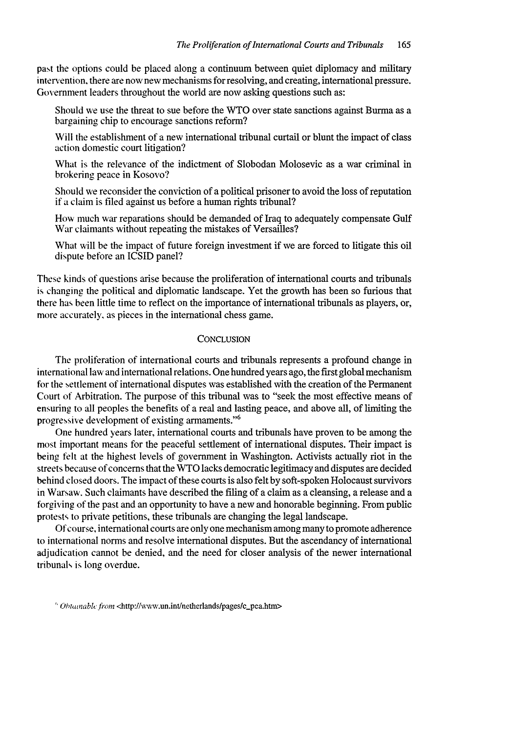past the options could be placed along a continuum between quiet diplomacy and military intervention, there are now new mechanisms for resolving, and creating, international pressure. Government leaders throughout the world are now asking questions such as:

> Should we use the threat to sue before the WTO over state sanctions against Burma as a bargaining chip to encourage sanctions reform?
>
> Will the establishment of a new international tribunal curtail or blunt the impact of class action domestic court litigation?
>
> What is the relevance of the indictment of Slobodan Molosevic as a war criminal in brokering peace in Kosovo?
>
> Should we reconsider the conviction of a political prisoner to avoid the loss of reputation if a claim is filed against us before a human rights tribunal?
>
> How much war reparations should be demanded of Iraq to adequately compensate Gulf War claimants without repeating the mistakes of Versailles?
>
> What will be the impact of future foreign investment if we are forced to litigate this oil dispute before an ICSID panel?

These kinds of questions arise because the proliferation of international courts and tribunals is changing the political and diplomatic landscape. Yet the growth has been so furious that there has been little time to reflect on the importance of international tribunals as players, or, more accurately, as pieces in the international chess game.

## CONCLUSION

The proliferation of international courts and tribunals represents a profound change in international law and international relations. One hundred years ago, the first global mechanism for the settlement of international disputes was established with the creation of the Permanent Court of Arbitration. The purpose of this tribunal was to "seek the most effective means of ensuring to all peoples the benefits of a real and lasting peace, and above all, of limiting the progressive development of existing armaments."[6]

One hundred years later, international courts and tribunals have proven to be among the most important means for the peaceful settlement of international disputes. Their impact is being felt at the highest levels of government in Washington. Activists actually riot in the streets because of concerns that the WTO lacks democratic legitimacy and disputes are decided behind closed doors. The impact of these courts is also felt by soft-spoken Holocaust survivors in Warsaw. Such claimants have described the filing of a claim as a cleansing, a release and a forgiving of the past and an opportunity to have a new and honorable beginning. From public protests to private petitions, these tribunals are changing the legal landscape.

Of course, international courts are only one mechanism among many to promote adherence to international norms and resolve international disputes. But the ascendancy of international adjudication cannot be denied, and the need for closer analysis of the newer international tribunals is long overdue.

[6] *Obtainable from* <http://www.un.int/netherlands/pages/c_pca.htm>